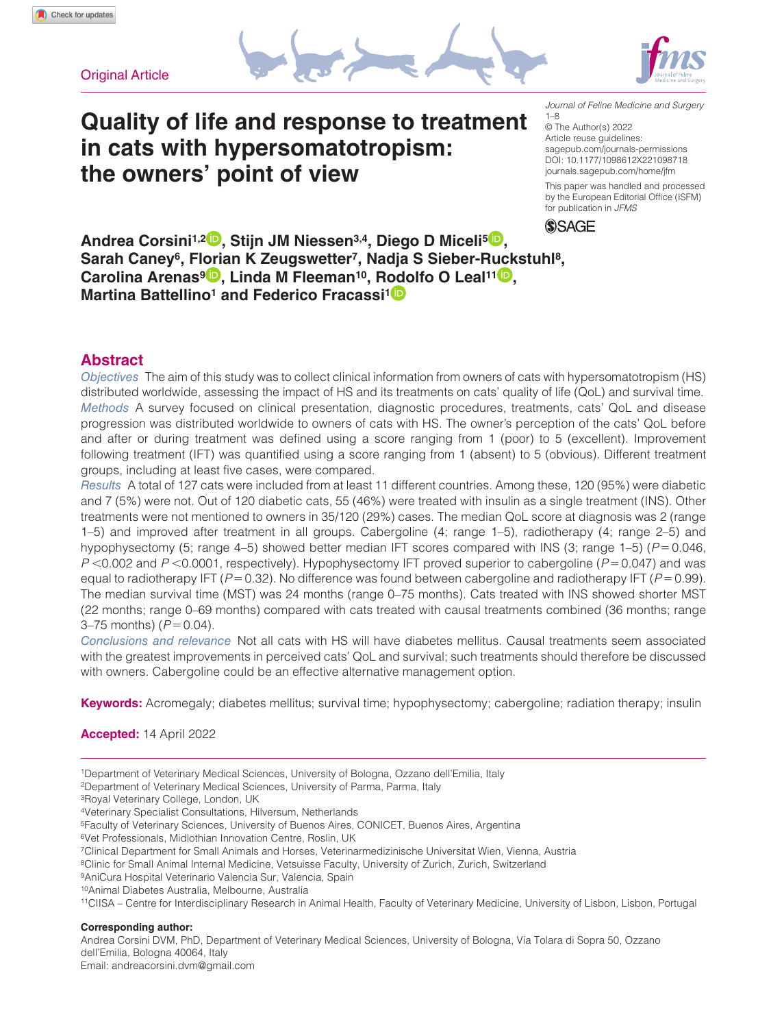Original Article

# Quality of life and response to treatment in cats with hypersomatotropism: the owners' point of view

Journal of Feline Medicine and Surgery
1–8
© The Author(s) 2022
Article reuse guidelines:
sagepub.com/journals-permissions
DOI: 10.1177/1098612X221098718
journals.sagepub.com/home/jfm

This paper was handled and processed by the European Editorial Office (ISFM) for publication in *JFMS*

**Andrea Corsini[1,2], Stijn JM Niessen[3,4], Diego D Miceli[5], Sarah Caney[6], Florian K Zeugswetter[7], Nadja S Sieber-Ruckstuhl[8], Carolina Arenas[9], Linda M Fleeman[10], Rodolfo O Leal[11], Martina Battellino[1] and Federico Fracassi[1]**

## Abstract

*Objectives* The aim of this study was to collect clinical information from owners of cats with hypersomatotropism (HS) distributed worldwide, assessing the impact of HS and its treatments on cats' quality of life (QoL) and survival time.

*Methods* A survey focused on clinical presentation, diagnostic procedures, treatments, cats' QoL and disease progression was distributed worldwide to owners of cats with HS. The owner's perception of the cats' QoL before and after or during treatment was defined using a score ranging from 1 (poor) to 5 (excellent). Improvement following treatment (IFT) was quantified using a score ranging from 1 (absent) to 5 (obvious). Different treatment groups, including at least five cases, were compared.

*Results* A total of 127 cats were included from at least 11 different countries. Among these, 120 (95%) were diabetic and 7 (5%) were not. Out of 120 diabetic cats, 55 (46%) were treated with insulin as a single treatment (INS). Other treatments were not mentioned to owners in 35/120 (29%) cases. The median QoL score at diagnosis was 2 (range 1–5) and improved after treatment in all groups. Cabergoline (4; range 1–5), radiotherapy (4; range 2–5) and hypophysectomy (5; range 4–5) showed better median IFT scores compared with INS (3; range 1–5) ($P = 0.046$, $P < 0.002$ and $P < 0.0001$, respectively). Hypophysectomy IFT proved superior to cabergoline ($P = 0.047$) and was equal to radiotherapy IFT ($P = 0.32$). No difference was found between cabergoline and radiotherapy IFT ($P = 0.99$). The median survival time (MST) was 24 months (range 0–75 months). Cats treated with INS showed shorter MST (22 months; range 0–69 months) compared with cats treated with causal treatments combined (36 months; range 3–75 months) ($P = 0.04$).

*Conclusions and relevance* Not all cats with HS will have diabetes mellitus. Causal treatments seem associated with the greatest improvements in perceived cats' QoL and survival; such treatments should therefore be discussed with owners. Cabergoline could be an effective alternative management option.

**Keywords:** Acromegaly; diabetes mellitus; survival time; hypophysectomy; cabergoline; radiation therapy; insulin

**Accepted:** 14 April 2022

[1]Department of Veterinary Medical Sciences, University of Bologna, Ozzano dell'Emilia, Italy
[2]Department of Veterinary Medical Sciences, University of Parma, Parma, Italy
[3]Royal Veterinary College, London, UK
[4]Veterinary Specialist Consultations, Hilversum, Netherlands
[5]Faculty of Veterinary Sciences, University of Buenos Aires, CONICET, Buenos Aires, Argentina
[6]Vet Professionals, Midlothian Innovation Centre, Roslin, UK
[7]Clinical Department for Small Animals and Horses, Veterinarmedizinische Universitat Wien, Vienna, Austria
[8]Clinic for Small Animal Internal Medicine, Vetsuisse Faculty, University of Zurich, Zurich, Switzerland
[9]AniCura Hospital Veterinario Valencia Sur, Valencia, Spain
[10]Animal Diabetes Australia, Melbourne, Australia
[11]CIISA – Centre for Interdisciplinary Research in Animal Health, Faculty of Veterinary Medicine, University of Lisbon, Lisbon, Portugal

**Corresponding author:**
Andrea Corsini DVM, PhD, Department of Veterinary Medical Sciences, University of Bologna, Via Tolara di Sopra 50, Ozzano dell'Emilia, Bologna 40064, Italy
Email: andreacorsini.dvm@gmail.com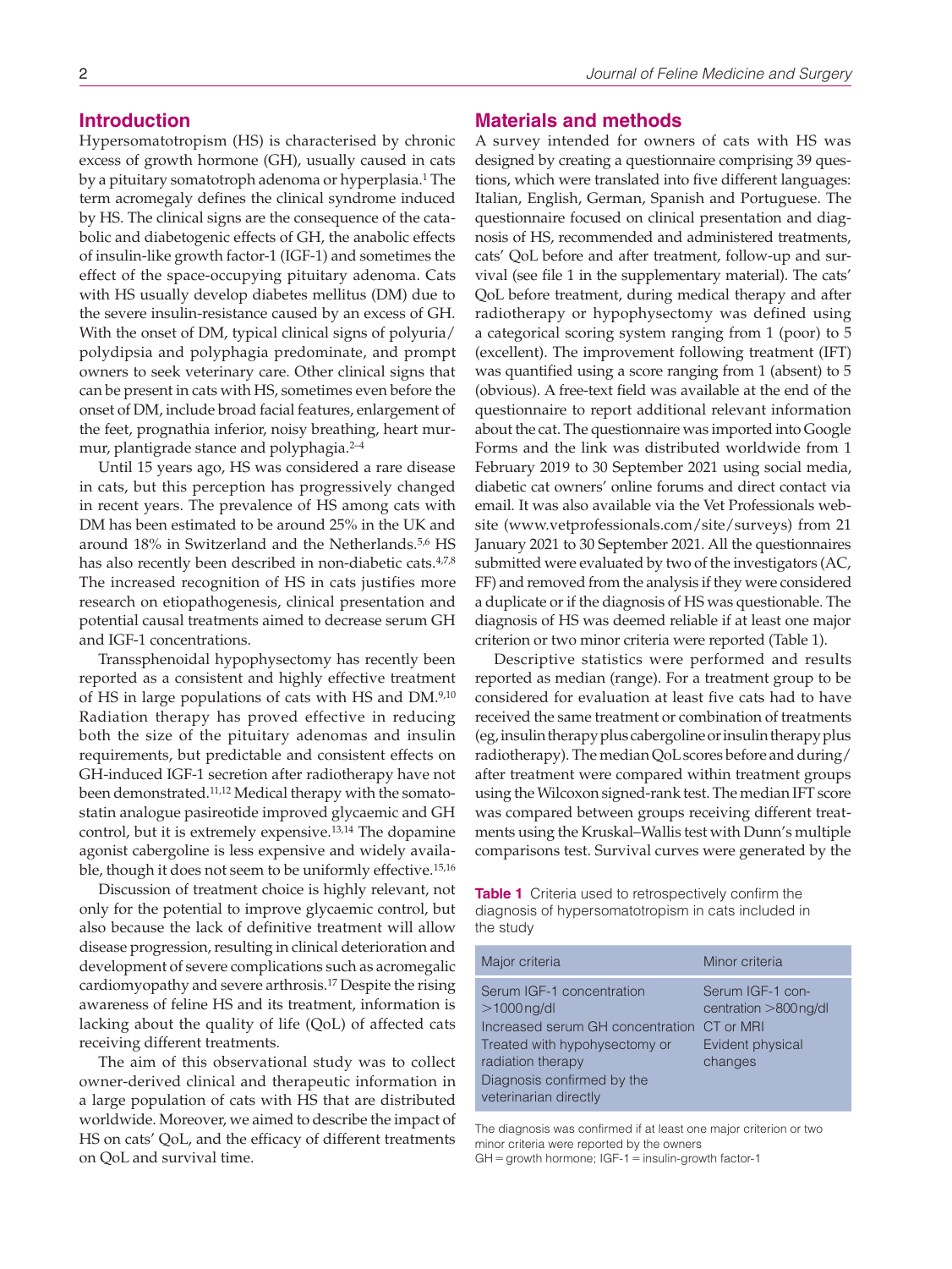## Introduction

Hypersomatotropism (HS) is characterised by chronic excess of growth hormone (GH), usually caused in cats by a pituitary somatotroph adenoma or hyperplasia.[1] The term acromegaly defines the clinical syndrome induced by HS. The clinical signs are the consequence of the catabolic and diabetogenic effects of GH, the anabolic effects of insulin-like growth factor-1 (IGF-1) and sometimes the effect of the space-occupying pituitary adenoma. Cats with HS usually develop diabetes mellitus (DM) due to the severe insulin-resistance caused by an excess of GH. With the onset of DM, typical clinical signs of polyuria/polydipsia and polyphagia predominate, and prompt owners to seek veterinary care. Other clinical signs that can be present in cats with HS, sometimes even before the onset of DM, include broad facial features, enlargement of the feet, prognathia inferior, noisy breathing, heart murmur, plantigrade stance and polyphagia.[2–4]

Until 15 years ago, HS was considered a rare disease in cats, but this perception has progressively changed in recent years. The prevalence of HS among cats with DM has been estimated to be around 25% in the UK and around 18% in Switzerland and the Netherlands.[5,6] HS has also recently been described in non-diabetic cats.[4,7,8] The increased recognition of HS in cats justifies more research on etiopathogenesis, clinical presentation and potential causal treatments aimed to decrease serum GH and IGF-1 concentrations.

Transsphenoidal hypophysectomy has recently been reported as a consistent and highly effective treatment of HS in large populations of cats with HS and DM.[9,10] Radiation therapy has proved effective in reducing both the size of the pituitary adenomas and insulin requirements, but predictable and consistent effects on GH-induced IGF-1 secretion after radiotherapy have not been demonstrated.[11,12] Medical therapy with the somatostatin analogue pasireotide improved glycaemic and GH control, but it is extremely expensive.[13,14] The dopamine agonist cabergoline is less expensive and widely available, though it does not seem to be uniformly effective.[15,16]

Discussion of treatment choice is highly relevant, not only for the potential to improve glycaemic control, but also because the lack of definitive treatment will allow disease progression, resulting in clinical deterioration and development of severe complications such as acromegalic cardiomyopathy and severe arthrosis.[17] Despite the rising awareness of feline HS and its treatment, information is lacking about the quality of life (QoL) of affected cats receiving different treatments.

The aim of this observational study was to collect owner-derived clinical and therapeutic information in a large population of cats with HS that are distributed worldwide. Moreover, we aimed to describe the impact of HS on cats' QoL, and the efficacy of different treatments on QoL and survival time.

## Materials and methods

A survey intended for owners of cats with HS was designed by creating a questionnaire comprising 39 questions, which were translated into five different languages: Italian, English, German, Spanish and Portuguese. The questionnaire focused on clinical presentation and diagnosis of HS, recommended and administered treatments, cats' QoL before and after treatment, follow-up and survival (see file 1 in the supplementary material). The cats' QoL before treatment, during medical therapy and after radiotherapy or hypophysectomy was defined using a categorical scoring system ranging from 1 (poor) to 5 (excellent). The improvement following treatment (IFT) was quantified using a score ranging from 1 (absent) to 5 (obvious). A free-text field was available at the end of the questionnaire to report additional relevant information about the cat. The questionnaire was imported into Google Forms and the link was distributed worldwide from 1 February 2019 to 30 September 2021 using social media, diabetic cat owners' online forums and direct contact via email. It was also available via the Vet Professionals website (www.vetprofessionals.com/site/surveys) from 21 January 2021 to 30 September 2021. All the questionnaires submitted were evaluated by two of the investigators (AC, FF) and removed from the analysis if they were considered a duplicate or if the diagnosis of HS was questionable. The diagnosis of HS was deemed reliable if at least one major criterion or two minor criteria were reported (Table 1).

Descriptive statistics were performed and results reported as median (range). For a treatment group to be considered for evaluation at least five cats had to have received the same treatment or combination of treatments (eg, insulin therapy plus cabergoline or insulin therapy plus radiotherapy). The median QoL scores before and during/after treatment were compared within treatment groups using the Wilcoxon signed-rank test. The median IFT score was compared between groups receiving different treatments using the Kruskal–Wallis test with Dunn's multiple comparisons test. Survival curves were generated by the

**Table 1** Criteria used to retrospectively confirm the diagnosis of hypersomatotropism in cats included in the study

| Major criteria | Minor criteria |
|---|---|
| Serum IGF-1 concentration >1000 ng/dl | Serum IGF-1 concentration >800 ng/dl |
| Increased serum GH concentration | CT or MRI |
| Treated with hypophysectomy or radiation therapy | Evident physical changes |
| Diagnosis confirmed by the veterinarian directly | |

The diagnosis was confirmed if at least one major criterion or two minor criteria were reported by the owners
GH = growth hormone; IGF-1 = insulin-growth factor-1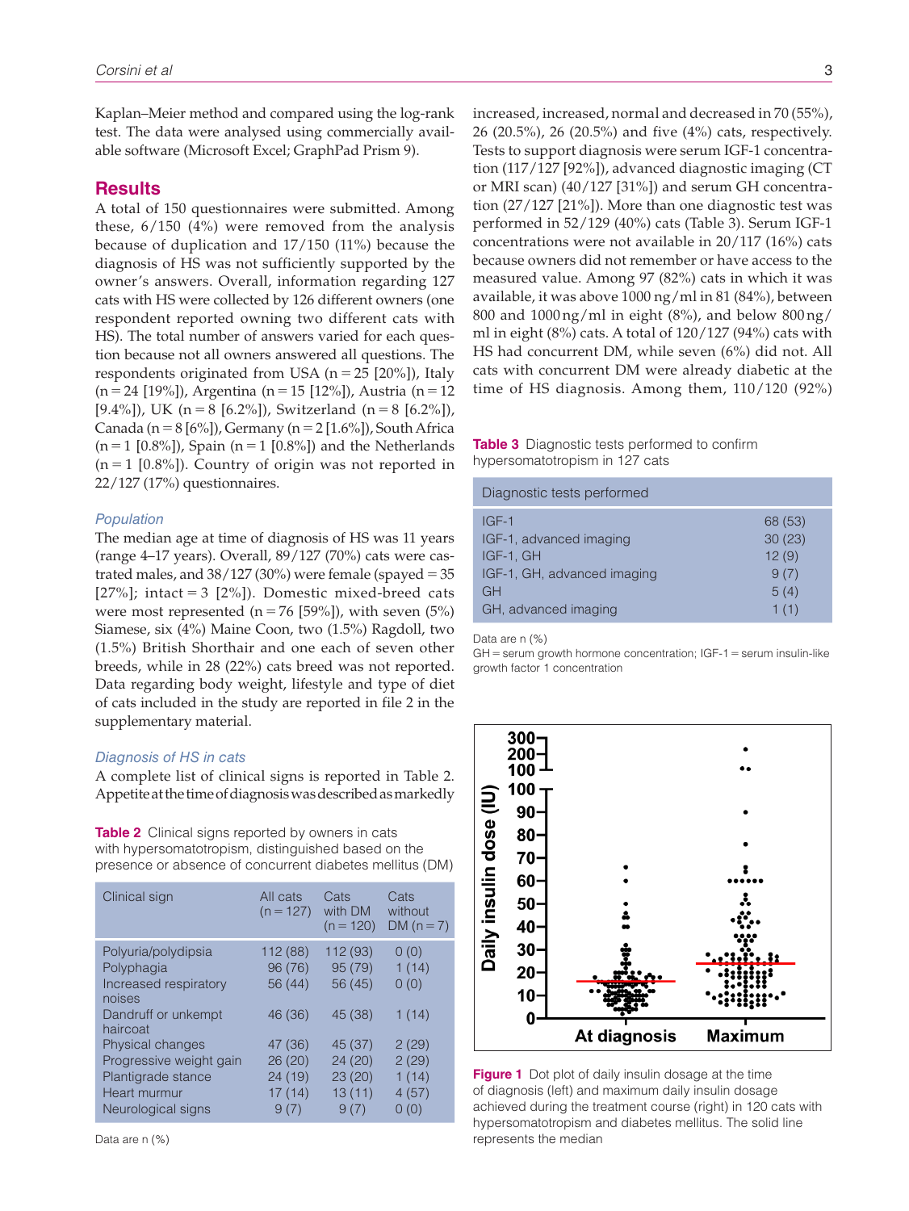Kaplan–Meier method and compared using the log-rank test. The data were analysed using commercially available software (Microsoft Excel; GraphPad Prism 9).

## Results

A total of 150 questionnaires were submitted. Among these, 6/150 (4%) were removed from the analysis because of duplication and 17/150 (11%) because the diagnosis of HS was not sufficiently supported by the owner's answers. Overall, information regarding 127 cats with HS were collected by 126 different owners (one respondent reported owning two different cats with HS). The total number of answers varied for each question because not all owners answered all questions. The respondents originated from USA (n = 25 [20%]), Italy (n = 24 [19%]), Argentina (n = 15 [12%]), Austria (n = 12 [9.4%]), UK (n = 8 [6.2%]), Switzerland (n = 8 [6.2%]), Canada (n = 8 [6%]), Germany (n = 2 [1.6%]), South Africa (n = 1 [0.8%]), Spain (n = 1 [0.8%]) and the Netherlands (n = 1 [0.8%]). Country of origin was not reported in 22/127 (17%) questionnaires.

### *Population*

The median age at time of diagnosis of HS was 11 years (range 4–17 years). Overall, 89/127 (70%) cats were castrated males, and 38/127 (30%) were female (spayed = 35 [27%]; intact = 3 [2%]). Domestic mixed-breed cats were most represented (n = 76 [59%]), with seven (5%) Siamese, six (4%) Maine Coon, two (1.5%) Ragdoll, two (1.5%) British Shorthair and one each of seven other breeds, while in 28 (22%) cats breed was not reported. Data regarding body weight, lifestyle and type of diet of cats included in the study are reported in file 2 in the supplementary material.

### *Diagnosis of HS in cats*

A complete list of clinical signs is reported in Table 2. Appetite at the time of diagnosis was described as markedly increased, increased, normal and decreased in 70 (55%), 26 (20.5%), 26 (20.5%) and five (4%) cats, respectively. Tests to support diagnosis were serum IGF-1 concentration (117/127 [92%]), advanced diagnostic imaging (CT or MRI scan) (40/127 [31%]) and serum GH concentration (27/127 [21%]). More than one diagnostic test was performed in 52/129 (40%) cats (Table 3). Serum IGF-1 concentrations were not available in 20/117 (16%) cats because owners did not remember or have access to the measured value. Among 97 (82%) cats in which it was available, it was above 1000 ng/ml in 81 (84%), between 800 and 1000 ng/ml in eight (8%), and below 800 ng/ml in eight (8%) cats. A total of 120/127 (94%) cats with HS had concurrent DM, while seven (6%) did not. All cats with concurrent DM were already diabetic at the time of HS diagnosis. Among them, 110/120 (92%)

**Table 2** Clinical signs reported by owners in cats with hypersomatotropism, distinguished based on the presence or absence of concurrent diabetes mellitus (DM)

| Clinical sign | All cats (n = 127) | Cats with DM (n = 120) | Cats without DM (n = 7) |
|---|---|---|---|
| Polyuria/polydipsia | 112 (88) | 112 (93) | 0 (0) |
| Polyphagia | 96 (76) | 95 (79) | 1 (14) |
| Increased respiratory noises | 56 (44) | 56 (45) | 0 (0) |
| Dandruff or unkempt haircoat | 46 (36) | 45 (38) | 1 (14) |
| Physical changes | 47 (36) | 45 (37) | 2 (29) |
| Progressive weight gain | 26 (20) | 24 (20) | 2 (29) |
| Plantigrade stance | 24 (19) | 23 (20) | 1 (14) |
| Heart murmur | 17 (14) | 13 (11) | 4 (57) |
| Neurological signs | 9 (7) | 9 (7) | 0 (0) |

Data are n (%)

**Table 3** Diagnostic tests performed to confirm hypersomatotropism in 127 cats

| Diagnostic tests performed | |
|---|---|
| IGF-1 | 68 (53) |
| IGF-1, advanced imaging | 30 (23) |
| IGF-1, GH | 12 (9) |
| IGF-1, GH, advanced imaging | 9 (7) |
| GH | 5 (4) |
| GH, advanced imaging | 1 (1) |

Data are n (%)

GH = serum growth hormone concentration; IGF-1 = serum insulin-like growth factor 1 concentration

**Figure 1** Dot plot of daily insulin dosage at the time of diagnosis (left) and maximum daily insulin dosage achieved during the treatment course (right) in 120 cats with hypersomatotropism and diabetes mellitus. The solid line represents the median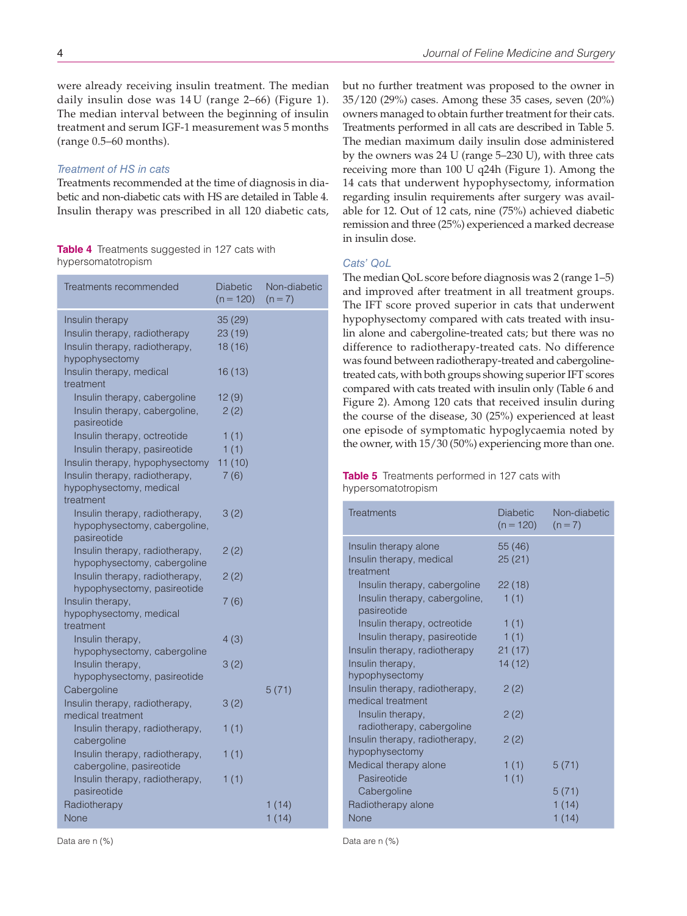were already receiving insulin treatment. The median daily insulin dose was 14 U (range 2–66) (Figure 1). The median interval between the beginning of insulin treatment and serum IGF-1 measurement was 5 months (range 0.5–60 months).

### Treatment of HS in cats

Treatments recommended at the time of diagnosis in diabetic and non-diabetic cats with HS are detailed in Table 4. Insulin therapy was prescribed in all 120 diabetic cats, but no further treatment was proposed to the owner in 35/120 (29%) cases. Among these 35 cases, seven (20%) owners managed to obtain further treatment for their cats. Treatments performed in all cats are described in Table 5. The median maximum daily insulin dose administered by the owners was 24 U (range 5–230 U), with three cats receiving more than 100 U q24h (Figure 1). Among the 14 cats that underwent hypophysectomy, information regarding insulin requirements after surgery was available for 12. Out of 12 cats, nine (75%) achieved diabetic remission and three (25%) experienced a marked decrease in insulin dose.

**Table 4** Treatments suggested in 127 cats with hypersomatotropism

| Treatments recommended | Diabetic (n = 120) | Non-diabetic (n = 7) |
|---|---|---|
| Insulin therapy | 35 (29) | |
| Insulin therapy, radiotherapy | 23 (19) | |
| Insulin therapy, radiotherapy, hypophysectomy | 18 (16) | |
| Insulin therapy, medical treatment | 16 (13) | |
| Insulin therapy, cabergoline | 12 (9) | |
| Insulin therapy, cabergoline, pasireotide | 2 (2) | |
| Insulin therapy, octreotide | 1 (1) | |
| Insulin therapy, pasireotide | 1 (1) | |
| Insulin therapy, hypophysectomy | 11 (10) | |
| Insulin therapy, radiotherapy, hypophysectomy, medical treatment | 7 (6) | |
| Insulin therapy, radiotherapy, hypophysectomy, cabergoline, pasireotide | 3 (2) | |
| Insulin therapy, radiotherapy, hypophysectomy, cabergoline | 2 (2) | |
| Insulin therapy, radiotherapy, hypophysectomy, pasireotide | 2 (2) | |
| Insulin therapy, hypophysectomy, medical treatment | 7 (6) | |
| Insulin therapy, hypophysectomy, cabergoline | 4 (3) | |
| Insulin therapy, hypophysectomy, pasireotide | 3 (2) | |
| Cabergoline | | 5 (71) |
| Insulin therapy, radiotherapy, medical treatment | 3 (2) | |
| Insulin therapy, radiotherapy, cabergoline | 1 (1) | |
| Insulin therapy, radiotherapy, cabergoline, pasireotide | 1 (1) | |
| Insulin therapy, radiotherapy, pasireotide | 1 (1) | |
| Radiotherapy | | 1 (14) |
| None | | 1 (14) |

Data are n (%)

### Cats' QoL

The median QoL score before diagnosis was 2 (range 1–5) and improved after treatment in all treatment groups. The IFT score proved superior in cats that underwent hypophysectomy compared with cats treated with insulin alone and cabergoline-treated cats; but there was no difference to radiotherapy-treated cats. No difference was found between radiotherapy-treated and cabergoline-treated cats, with both groups showing superior IFT scores compared with cats treated with insulin only (Table 6 and Figure 2). Among 120 cats that received insulin during the course of the disease, 30 (25%) experienced at least one episode of symptomatic hypoglycaemia noted by the owner, with 15/30 (50%) experiencing more than one.

**Table 5** Treatments performed in 127 cats with hypersomatotropism

| Treatments | Diabetic (n = 120) | Non-diabetic (n = 7) |
|---|---|---|
| Insulin therapy alone | 55 (46) | |
| Insulin therapy, medical treatment | 25 (21) | |
| Insulin therapy, cabergoline | 22 (18) | |
| Insulin therapy, cabergoline, pasireotide | 1 (1) | |
| Insulin therapy, octreotide | 1 (1) | |
| Insulin therapy, pasireotide | 1 (1) | |
| Insulin therapy, radiotherapy | 21 (17) | |
| Insulin therapy, hypophysectomy | 14 (12) | |
| Insulin therapy, radiotherapy, medical treatment | 2 (2) | |
| Insulin therapy, radiotherapy, cabergoline | 2 (2) | |
| Insulin therapy, radiotherapy, hypophysectomy | 2 (2) | |
| Medical therapy alone | 1 (1) | 5 (71) |
| Pasireotide | 1 (1) | |
| Cabergoline | | 5 (71) |
| Radiotherapy alone | | 1 (14) |
| None | | 1 (14) |

Data are n (%)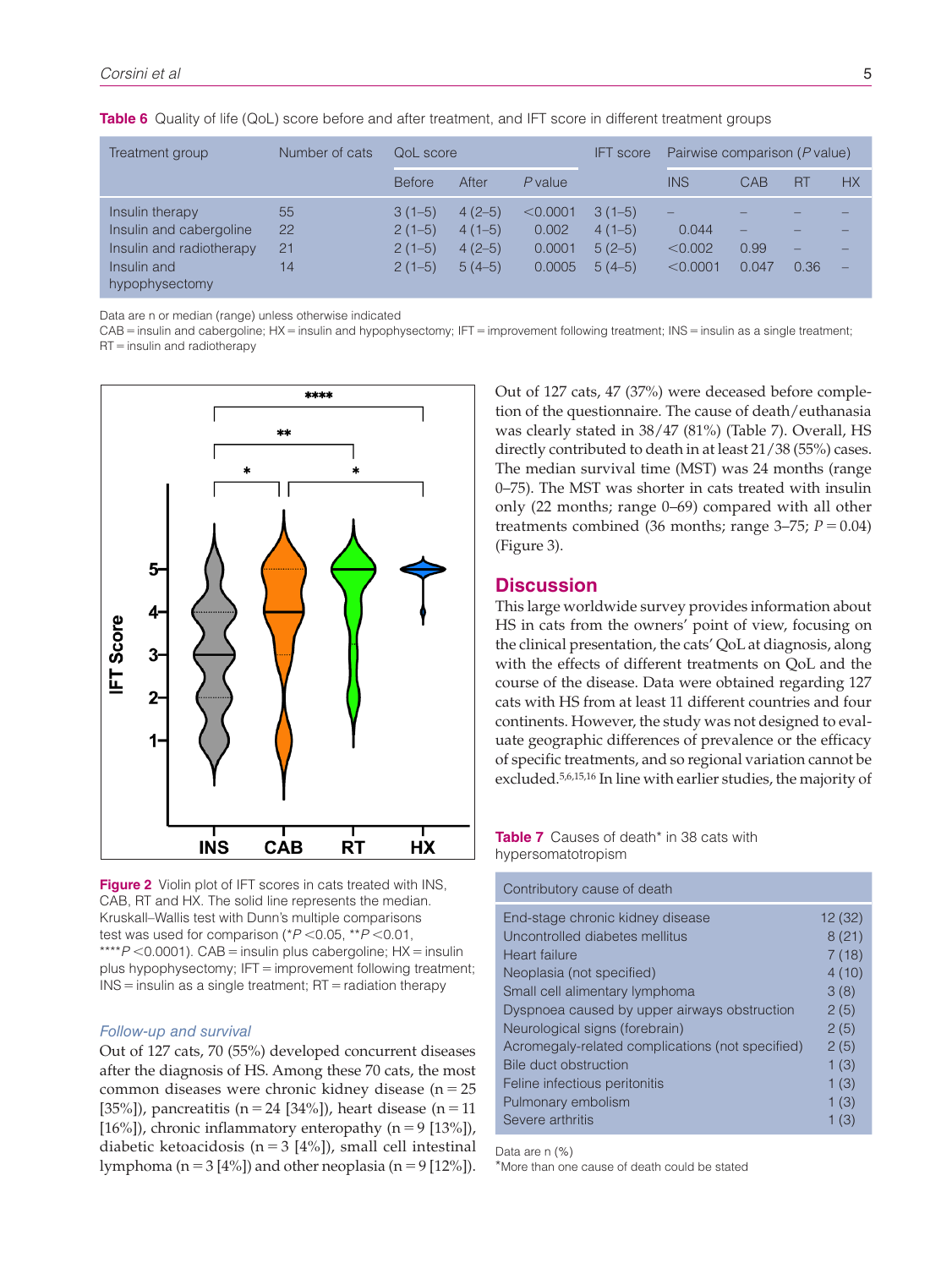**Table 6** Quality of life (QoL) score before and after treatment, and IFT score in different treatment groups

| Treatment group | Number of cats | QoL score | | | IFT score | Pairwise comparison (*P* value) | | | |
|---|---|---|---|---|---|---|---|---|---|
| | | Before | After | *P* value | | INS | CAB | RT | HX |
| Insulin therapy | 55 | 3 (1–5) | 4 (2–5) | <0.0001 | 3 (1–5) | – | – | – | – |
| Insulin and cabergoline | 22 | 2 (1–5) | 4 (1–5) | 0.002 | 4 (1–5) | 0.044 | – | – | – |
| Insulin and radiotherapy | 21 | 2 (1–5) | 4 (2–5) | 0.0001 | 5 (2–5) | <0.002 | 0.99 | – | – |
| Insulin and hypophysectomy | 14 | 2 (1–5) | 5 (4–5) | 0.0005 | 5 (4–5) | <0.0001 | 0.047 | 0.36 | – |

Data are n or median (range) unless otherwise indicated

CAB = insulin and cabergoline; HX = insulin and hypophysectomy; IFT = improvement following treatment; INS = insulin as a single treatment; RT = insulin and radiotherapy

**Figure 2** Violin plot of IFT scores in cats treated with INS, CAB, RT and HX. The solid line represents the median. Kruskal–Wallis test with Dunn's multiple comparisons test was used for comparison (*$P$ <0.05, **$P$ <0.01, ****$P$ <0.0001). CAB = insulin plus cabergoline; HX = insulin plus hypophysectomy; IFT = improvement following treatment; INS = insulin as a single treatment; RT = radiation therapy

### *Follow-up and survival*

Out of 127 cats, 70 (55%) developed concurrent diseases after the diagnosis of HS. Among these 70 cats, the most common diseases were chronic kidney disease (n = 25 [35%]), pancreatitis (n = 24 [34%]), heart disease (n = 11 [16%]), chronic inflammatory enteropathy (n = 9 [13%]), diabetic ketoacidosis (n = 3 [4%]), small cell intestinal lymphoma (n = 3 [4%]) and other neoplasia (n = 9 [12%]).

Out of 127 cats, 47 (37%) were deceased before completion of the questionnaire. The cause of death/euthanasia was clearly stated in 38/47 (81%) (Table 7). Overall, HS directly contributed to death in at least 21/38 (55%) cases. The median survival time (MST) was 24 months (range 0–75). The MST was shorter in cats treated with insulin only (22 months; range 0–69) compared with all other treatments combined (36 months; range 3–75; $P$ = 0.04) (Figure 3).

## Discussion

This large worldwide survey provides information about HS in cats from the owners' point of view, focusing on the clinical presentation, the cats' QoL at diagnosis, along with the effects of different treatments on QoL and the course of the disease. Data were obtained regarding 127 cats with HS from at least 11 different countries and four continents. However, the study was not designed to evaluate geographic differences of prevalence or the efficacy of specific treatments, and so regional variation cannot be excluded.[5,6,15,16] In line with earlier studies, the majority of

**Table 7** Causes of death* in 38 cats with hypersomatotropism

| Contributory cause of death | |
|---|---|
| End-stage chronic kidney disease | 12 (32) |
| Uncontrolled diabetes mellitus | 8 (21) |
| Heart failure | 7 (18) |
| Neoplasia (not specified) | 4 (10) |
| Small cell alimentary lymphoma | 3 (8) |
| Dyspnoea caused by upper airways obstruction | 2 (5) |
| Neurological signs (forebrain) | 2 (5) |
| Acromegaly-related complications (not specified) | 2 (5) |
| Bile duct obstruction | 1 (3) |
| Feline infectious peritonitis | 1 (3) |
| Pulmonary embolism | 1 (3) |
| Severe arthritis | 1 (3) |

Data are n (%)

*More than one cause of death could be stated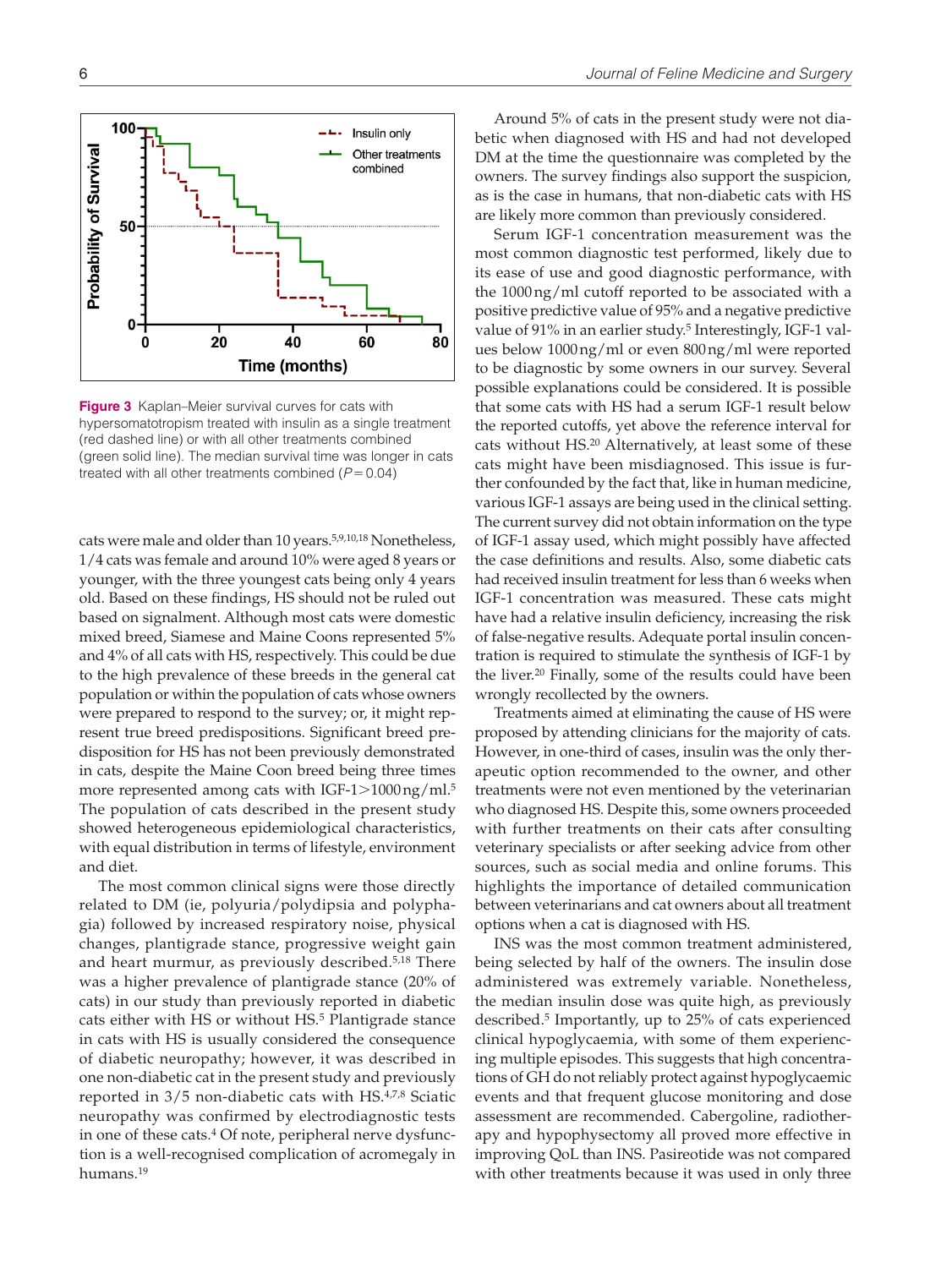**Figure 3** Kaplan–Meier survival curves for cats with hypersomatotropism treated with insulin as a single treatment (red dashed line) or with all other treatments combined (green solid line). The median survival time was longer in cats treated with all other treatments combined ($P = 0.04$)

cats were male and older than 10 years.[5,9,10,18] Nonetheless, 1/4 cats was female and around 10% were aged 8 years or younger, with the three youngest cats being only 4 years old. Based on these findings, HS should not be ruled out based on signalment. Although most cats were domestic mixed breed, Siamese and Maine Coons represented 5% and 4% of all cats with HS, respectively. This could be due to the high prevalence of these breeds in the general cat population or within the population of cats whose owners were prepared to respond to the survey; or, it might represent true breed predispositions. Significant breed predisposition for HS has not been previously demonstrated in cats, despite the Maine Coon breed being three times more represented among cats with IGF-1 >1000 ng/ml.[5] The population of cats described in the present study showed heterogeneous epidemiological characteristics, with equal distribution in terms of lifestyle, environment and diet.

The most common clinical signs were those directly related to DM (ie, polyuria/polydipsia and polyphagia) followed by increased respiratory noise, physical changes, plantigrade stance, progressive weight gain and heart murmur, as previously described.[5,18] There was a higher prevalence of plantigrade stance (20% of cats) in our study than previously reported in diabetic cats either with HS or without HS.[5] Plantigrade stance in cats with HS is usually considered the consequence of diabetic neuropathy; however, it was described in one non-diabetic cat in the present study and previously reported in 3/5 non-diabetic cats with HS.[4,7,8] Sciatic neuropathy was confirmed by electrodiagnostic tests in one of these cats.[4] Of note, peripheral nerve dysfunction is a well-recognised complication of acromegaly in humans.[19]

Around 5% of cats in the present study were not diabetic when diagnosed with HS and had not developed DM at the time the questionnaire was completed by the owners. The survey findings also support the suspicion, as is the case in humans, that non-diabetic cats with HS are likely more common than previously considered.

Serum IGF-1 concentration measurement was the most common diagnostic test performed, likely due to its ease of use and good diagnostic performance, with the 1000 ng/ml cutoff reported to be associated with a positive predictive value of 95% and a negative predictive value of 91% in an earlier study.[5] Interestingly, IGF-1 values below 1000 ng/ml or even 800 ng/ml were reported to be diagnostic by some owners in our survey. Several possible explanations could be considered. It is possible that some cats with HS had a serum IGF-1 result below the reported cutoffs, yet above the reference interval for cats without HS.[20] Alternatively, at least some of these cats might have been misdiagnosed. This issue is further confounded by the fact that, like in human medicine, various IGF-1 assays are being used in the clinical setting. The current survey did not obtain information on the type of IGF-1 assay used, which might possibly have affected the case definitions and results. Also, some diabetic cats had received insulin treatment for less than 6 weeks when IGF-1 concentration was measured. These cats might have had a relative insulin deficiency, increasing the risk of false-negative results. Adequate portal insulin concentration is required to stimulate the synthesis of IGF-1 by the liver.[20] Finally, some of the results could have been wrongly recollected by the owners.

Treatments aimed at eliminating the cause of HS were proposed by attending clinicians for the majority of cats. However, in one-third of cases, insulin was the only therapeutic option recommended to the owner, and other treatments were not even mentioned by the veterinarian who diagnosed HS. Despite this, some owners proceeded with further treatments on their cats after consulting veterinary specialists or after seeking advice from other sources, such as social media and online forums. This highlights the importance of detailed communication between veterinarians and cat owners about all treatment options when a cat is diagnosed with HS.

INS was the most common treatment administered, being selected by half of the owners. The insulin dose administered was extremely variable. Nonetheless, the median insulin dose was quite high, as previously described.[5] Importantly, up to 25% of cats experienced clinical hypoglycaemia, with some of them experiencing multiple episodes. This suggests that high concentrations of GH do not reliably protect against hypoglycaemic events and that frequent glucose monitoring and dose assessment are recommended. Cabergoline, radiotherapy and hypophysectomy all proved more effective in improving QoL than INS. Pasireotide was not compared with other treatments because it was used in only three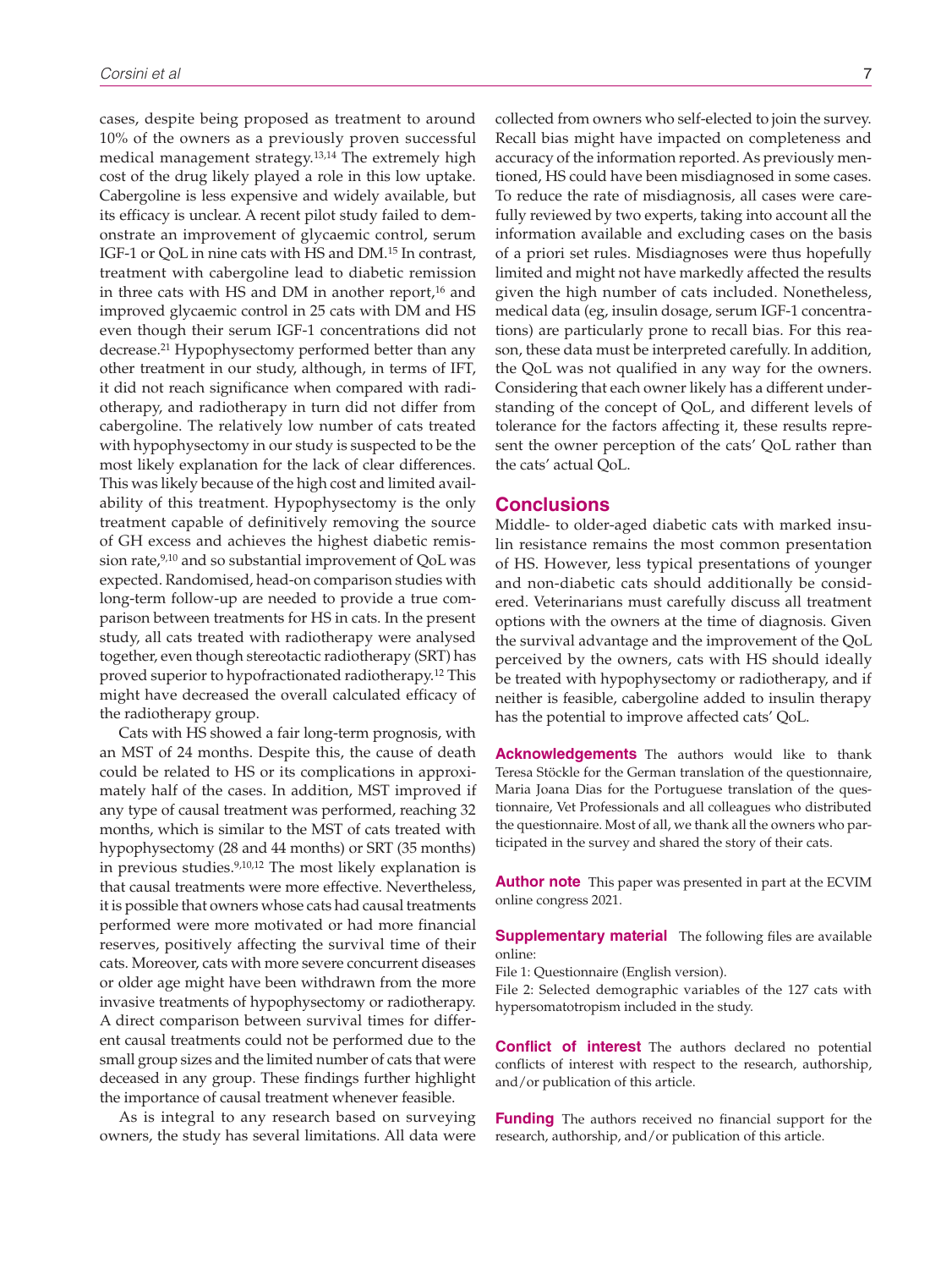cases, despite being proposed as treatment to around 10% of the owners as a previously proven successful medical management strategy.[13,14] The extremely high cost of the drug likely played a role in this low uptake. Cabergoline is less expensive and widely available, but its efficacy is unclear. A recent pilot study failed to demonstrate an improvement of glycaemic control, serum IGF-1 or QoL in nine cats with HS and DM.[15] In contrast, treatment with cabergoline lead to diabetic remission in three cats with HS and DM in another report,[16] and improved glycaemic control in 25 cats with DM and HS even though their serum IGF-1 concentrations did not decrease.[21] Hypophysectomy performed better than any other treatment in our study, although, in terms of IFT, it did not reach significance when compared with radiotherapy, and radiotherapy in turn did not differ from cabergoline. The relatively low number of cats treated with hypophysectomy in our study is suspected to be the most likely explanation for the lack of clear differences. This was likely because of the high cost and limited availability of this treatment. Hypophysectomy is the only treatment capable of definitively removing the source of GH excess and achieves the highest diabetic remission rate,[9,10] and so substantial improvement of QoL was expected. Randomised, head-on comparison studies with long-term follow-up are needed to provide a true comparison between treatments for HS in cats. In the present study, all cats treated with radiotherapy were analysed together, even though stereotactic radiotherapy (SRT) has proved superior to hypofractionated radiotherapy.[12] This might have decreased the overall calculated efficacy of the radiotherapy group.

Cats with HS showed a fair long-term prognosis, with an MST of 24 months. Despite this, the cause of death could be related to HS or its complications in approximately half of the cases. In addition, MST improved if any type of causal treatment was performed, reaching 32 months, which is similar to the MST of cats treated with hypophysectomy (28 and 44 months) or SRT (35 months) in previous studies.[9,10,12] The most likely explanation is that causal treatments were more effective. Nevertheless, it is possible that owners whose cats had causal treatments performed were more motivated or had more financial reserves, positively affecting the survival time of their cats. Moreover, cats with more severe concurrent diseases or older age might have been withdrawn from the more invasive treatments of hypophysectomy or radiotherapy. A direct comparison between survival times for different causal treatments could not be performed due to the small group sizes and the limited number of cats that were deceased in any group. These findings further highlight the importance of causal treatment whenever feasible.

As is integral to any research based on surveying owners, the study has several limitations. All data were collected from owners who self-elected to join the survey. Recall bias might have impacted on completeness and accuracy of the information reported. As previously mentioned, HS could have been misdiagnosed in some cases. To reduce the rate of misdiagnosis, all cases were carefully reviewed by two experts, taking into account all the information available and excluding cases on the basis of a priori set rules. Misdiagnoses were thus hopefully limited and might not have markedly affected the results given the high number of cats included. Nonetheless, medical data (eg, insulin dosage, serum IGF-1 concentrations) are particularly prone to recall bias. For this reason, these data must be interpreted carefully. In addition, the QoL was not qualified in any way for the owners. Considering that each owner likely has a different understanding of the concept of QoL, and different levels of tolerance for the factors affecting it, these results represent the owner perception of the cats' QoL rather than the cats' actual QoL.

## Conclusions

Middle- to older-aged diabetic cats with marked insulin resistance remains the most common presentation of HS. However, less typical presentations of younger and non-diabetic cats should additionally be considered. Veterinarians must carefully discuss all treatment options with the owners at the time of diagnosis. Given the survival advantage and the improvement of the QoL perceived by the owners, cats with HS should ideally be treated with hypophysectomy or radiotherapy, and if neither is feasible, cabergoline added to insulin therapy has the potential to improve affected cats' QoL.

**Acknowledgements** The authors would like to thank Teresa Stöckle for the German translation of the questionnaire, Maria Joana Dias for the Portuguese translation of the questionnaire, Vet Professionals and all colleagues who distributed the questionnaire. Most of all, we thank all the owners who participated in the survey and shared the story of their cats.

**Author note** This paper was presented in part at the ECVIM online congress 2021.

**Supplementary material** The following files are available online:

File 1: Questionnaire (English version).

File 2: Selected demographic variables of the 127 cats with hypersomatotropism included in the study.

**Conflict of interest** The authors declared no potential conflicts of interest with respect to the research, authorship, and/or publication of this article.

**Funding** The authors received no financial support for the research, authorship, and/or publication of this article.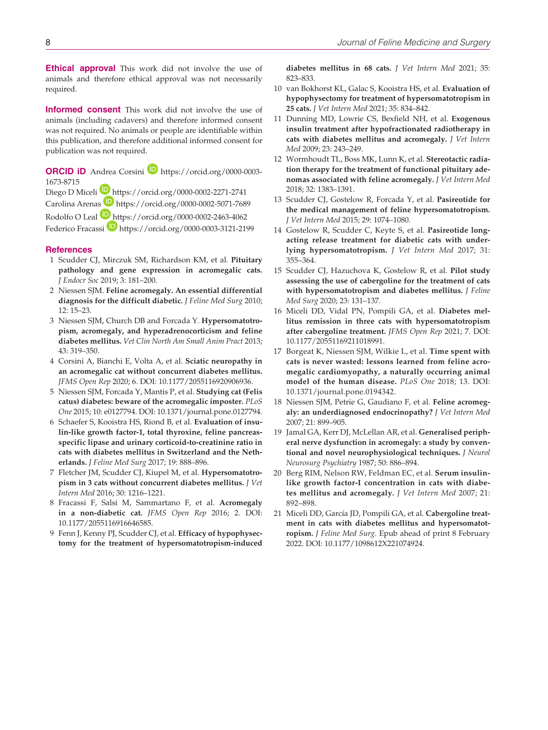**Ethical approval** This work did not involve the use of animals and therefore ethical approval was not necessarily required.

**Informed consent** This work did not involve the use of animals (including cadavers) and therefore informed consent was not required. No animals or people are identifiable within this publication, and therefore additional informed consent for publication was not required.

**ORCID iD** Andrea Corsini https://orcid.org/0000-0003-1673-8715
Diego D Miceli https://orcid.org/0000-0002-2271-2741
Carolina Arenas https://orcid.org/0000-0002-5071-7689
Rodolfo O Leal https://orcid.org/0000-0002-2463-4062
Federico Fracassi https://orcid.org/0000-0003-3121-2199

## References

1. Scudder CJ, Mirczuk SM, Richardson KM, et al. **Pituitary pathology and gene expression in acromegalic cats.** *J Endocr Soc* 2019; 3: 181–200.
2. Niessen SJM. **Feline acromegaly. An essential differential diagnosis for the difficult diabetic.** *J Feline Med Surg* 2010; 12: 15–23.
3. Niessen SJM, Church DB and Forcada Y. **Hypersomatotropism, acromegaly, and hyperadrenocorticism and feline diabetes mellitus.** *Vet Clin North Am Small Anim Pract* 2013; 43: 319–350.
4. Corsini A, Bianchi E, Volta A, et al. **Sciatic neuropathy in an acromegalic cat without concurrent diabetes mellitus.** *JFMS Open Rep* 2020; 6. DOI: 10.1177/2055116920906936.
5. Niessen SJM, Forcada Y, Mantis P, et al. **Studying cat (Felis catus) diabetes: beware of the acromegalic imposter.** *PLoS One* 2015; 10: e0127794. DOI: 10.1371/journal.pone.0127794.
6. Schaefer S, Kooistra HS, Riond B, et al. **Evaluation of insulin-like growth factor-1, total thyroxine, feline pancreas-specific lipase and urinary corticoid-to-creatinine ratio in cats with diabetes mellitus in Switzerland and the Netherlands.** *J Feline Med Surg* 2017; 19: 888–896.
7. Fletcher JM, Scudder CJ, Kiupel M, et al. **Hypersomatotropism in 3 cats without concurrent diabetes mellitus.** *J Vet Intern Med* 2016; 30: 1216–1221.
8. Fracassi F, Salsi M, Sammartano F, et al. **Acromegaly in a non-diabetic cat.** *JFMS Open Rep* 2016; 2. DOI: 10.1177/2055116916646585.
9. Fenn J, Kenny PJ, Scudder CJ, et al. **Efficacy of hypophysectomy for the treatment of hypersomatotropism-induced diabetes mellitus in 68 cats.** *J Vet Intern Med* 2021; 35: 823–833.
10. van Bokhorst KL, Galac S, Kooistra HS, et al. **Evaluation of hypophysectomy for treatment of hypersomatotropism in 25 cats.** *J Vet Intern Med* 2021; 35: 834–842.
11. Dunning MD, Lowrie CS, Bexfield NH, et al. **Exogenous insulin treatment after hypofractionated radiotherapy in cats with diabetes mellitus and acromegaly.** *J Vet Intern Med* 2009; 23: 243–249.
12. Wormhoudt TL, Boss MK, Lunn K, et al. **Stereotactic radiation therapy for the treatment of functional pituitary adenomas associated with feline acromegaly.** *J Vet Intern Med* 2018; 32: 1383–1391.
13. Scudder CJ, Gostelow R, Forcada Y, et al. **Pasireotide for the medical management of feline hypersomatotropism.** *J Vet Intern Med* 2015; 29: 1074–1080.
14. Gostelow R, Scudder C, Keyte S, et al. **Pasireotide long-acting release treatment for diabetic cats with underlying hypersomatotropism.** *J Vet Intern Med* 2017; 31: 355–364.
15. Scudder CJ, Hazuchova K, Gostelow R, et al. **Pilot study assessing the use of cabergoline for the treatment of cats with hypersomatotropism and diabetes mellitus.** *J Feline Med Surg* 2020; 23: 131–137.
16. Miceli DD, Vidal PN, Pompili GA, et al. **Diabetes mellitus remission in three cats with hypersomatotropism after cabergoline treatment.** *JFMS Open Rep* 2021; 7. DOI: 10.1177/20551169211018991.
17. Borgeat K, Niessen SJM, Wilkie L, et al. **Time spent with cats is never wasted: lessons learned from feline acromegalic cardiomyopathy, a naturally occurring animal model of the human disease.** *PLoS One* 2018; 13. DOI: 10.1371/journal.pone.0194342.
18. Niessen SJM, Petrie G, Gaudiano F, et al. **Feline acromegaly: an underdiagnosed endocrinopathy?** *J Vet Intern Med* 2007; 21: 899–905.
19. Jamal GA, Kerr DJ, McLellan AR, et al. **Generalised peripheral nerve dysfunction in acromegaly: a study by conventional and novel neurophysiological techniques.** *J Neurol Neurosurg Psychiatry* 1987; 50: 886–894.
20. Berg RIM, Nelson RW, Feldman EC, et al. **Serum insulin-like growth factor-I concentration in cats with diabetes mellitus and acromegaly.** *J Vet Intern Med* 2007; 21: 892–898.
21. Miceli DD, García JD, Pompili GA, et al. **Cabergoline treatment in cats with diabetes mellitus and hypersomatotropism.** *J Feline Med Surg*. Epub ahead of print 8 February 2022. DOI: 10.1177/1098612X221074924.